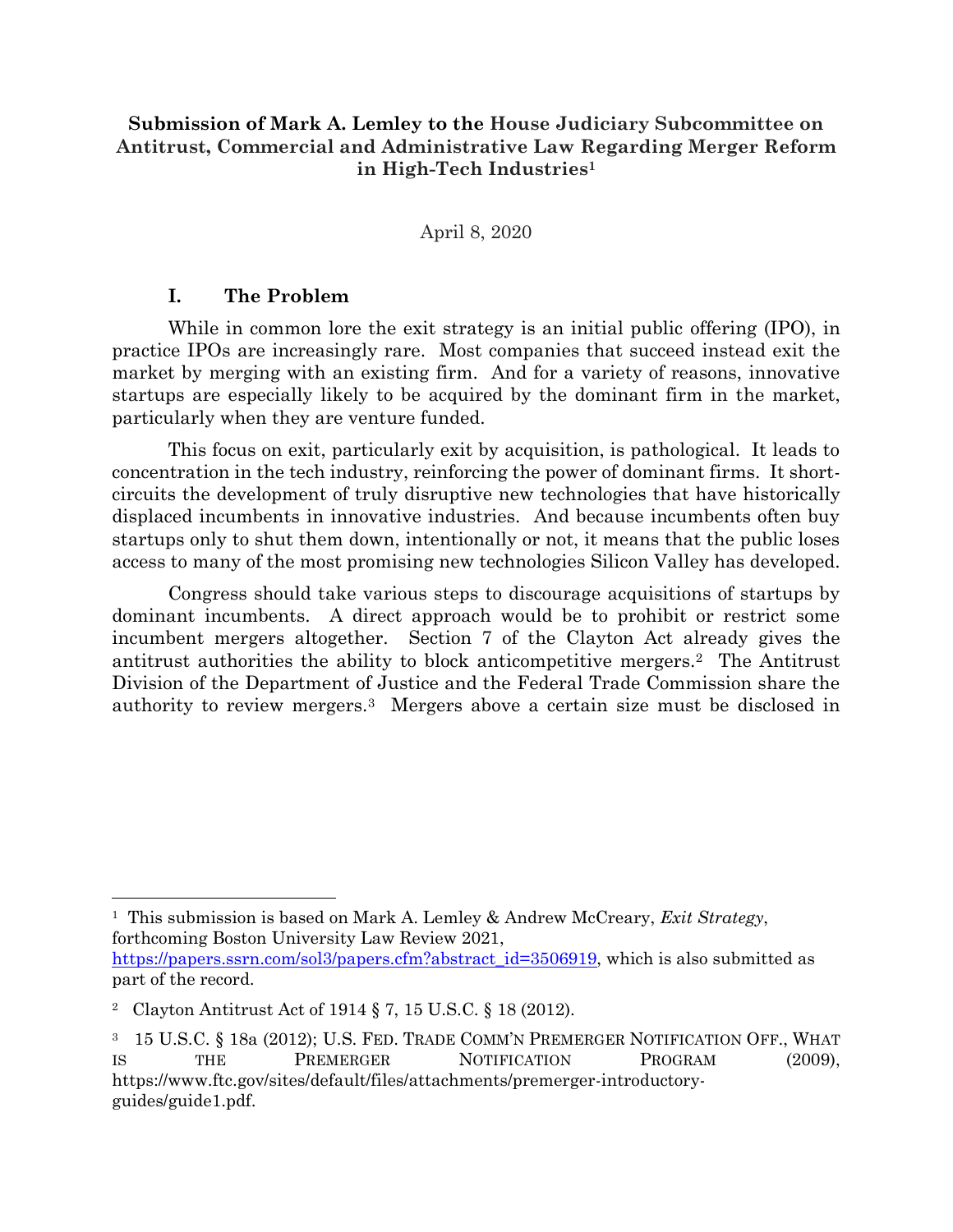**Submission of Mark A. Lemley to the House Judiciary Subcommittee on Antitrust, Commercial and Administrative Law Regarding Merger Reform in High-Tech Industries**[1]

April 8, 2020

## I. The Problem

While in common lore the exit strategy is an initial public offering (IPO), in practice IPOs are increasingly rare. Most companies that succeed instead exit the market by merging with an existing firm. And for a variety of reasons, innovative startups are especially likely to be acquired by the dominant firm in the market, particularly when they are venture funded.

This focus on exit, particularly exit by acquisition, is pathological. It leads to concentration in the tech industry, reinforcing the power of dominant firms. It short-circuits the development of truly disruptive new technologies that have historically displaced incumbents in innovative industries. And because incumbents often buy startups only to shut them down, intentionally or not, it means that the public loses access to many of the most promising new technologies Silicon Valley has developed.

Congress should take various steps to discourage acquisitions of startups by dominant incumbents. A direct approach would be to prohibit or restrict some incumbent mergers altogether. Section 7 of the Clayton Act already gives the antitrust authorities the ability to block anticompetitive mergers.[2] The Antitrust Division of the Department of Justice and the Federal Trade Commission share the authority to review mergers.[3] Mergers above a certain size must be disclosed in

---

[1] This submission is based on Mark A. Lemley & Andrew McCreary, *Exit Strategy*, forthcoming Boston University Law Review 2021, https://papers.ssrn.com/sol3/papers.cfm?abstract_id=3506919, which is also submitted as part of the record.

[2] Clayton Antitrust Act of 1914 § 7, 15 U.S.C. § 18 (2012).

[3] 15 U.S.C. § 18a (2012); U.S. FED. TRADE COMM'N PREMERGER NOTIFICATION OFF., WHAT IS THE PREMERGER NOTIFICATION PROGRAM (2009), https://www.ftc.gov/sites/default/files/attachments/premerger-introductory-guides/guide1.pdf.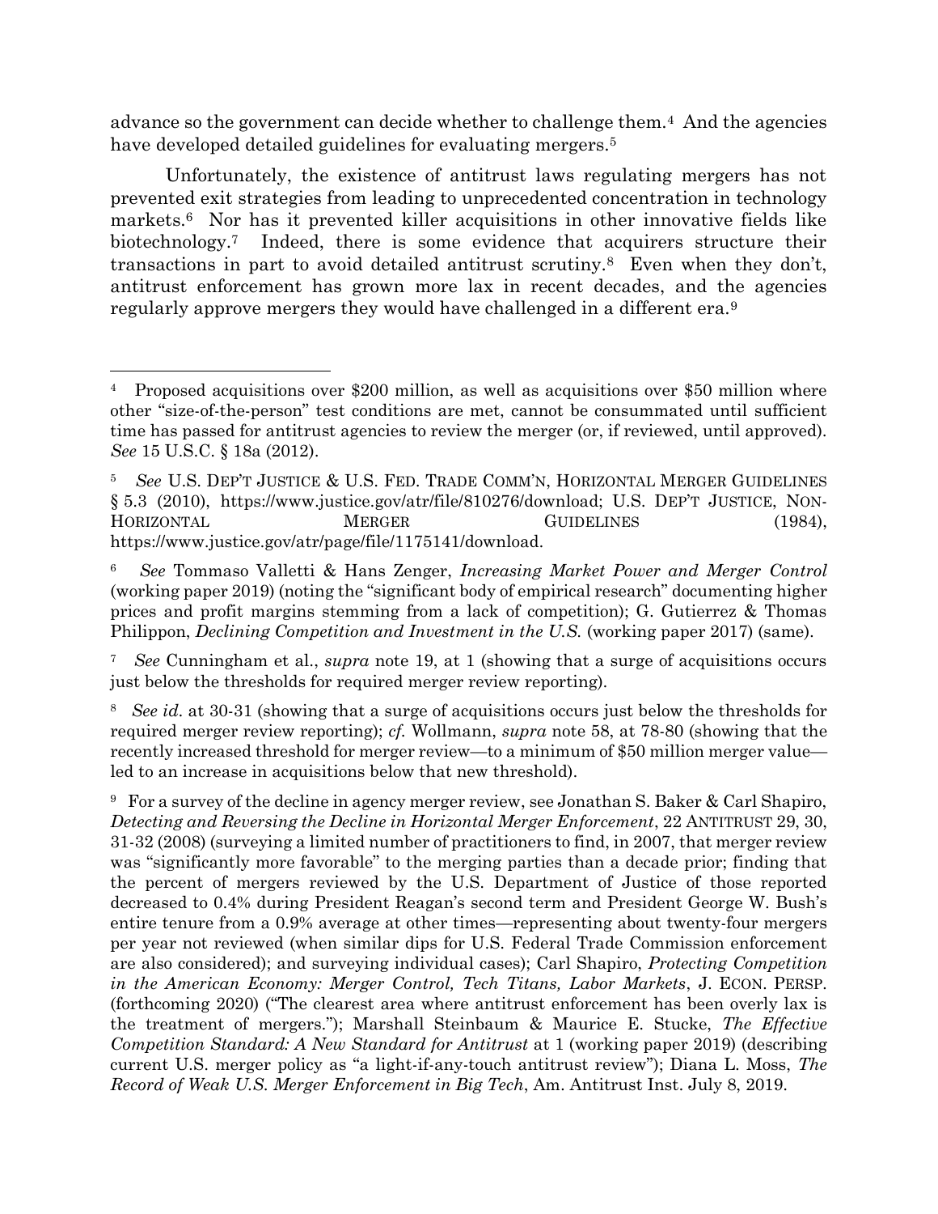advance so the government can decide whether to challenge them.[4] And the agencies have developed detailed guidelines for evaluating mergers.[5]

Unfortunately, the existence of antitrust laws regulating mergers has not prevented exit strategies from leading to unprecedented concentration in technology markets.[6] Nor has it prevented killer acquisitions in other innovative fields like biotechnology.[7] Indeed, there is some evidence that acquirers structure their transactions in part to avoid detailed antitrust scrutiny.[8] Even when they don't, antitrust enforcement has grown more lax in recent decades, and the agencies regularly approve mergers they would have challenged in a different era.[9]

---

[4] Proposed acquisitions over $200 million, as well as acquisitions over $50 million where other "size-of-the-person" test conditions are met, cannot be consummated until sufficient time has passed for antitrust agencies to review the merger (or, if reviewed, until approved). *See* 15 U.S.C. § 18a (2012).

[5] *See* U.S. DEP'T JUSTICE & U.S. FED. TRADE COMM'N, HORIZONTAL MERGER GUIDELINES § 5.3 (2010), https://www.justice.gov/atr/file/810276/download; U.S. DEP'T JUSTICE, NON-HORIZONTAL MERGER GUIDELINES (1984), https://www.justice.gov/atr/page/file/1175141/download.

[6] *See* Tommaso Valletti & Hans Zenger, *Increasing Market Power and Merger Control* (working paper 2019) (noting the "significant body of empirical research" documenting higher prices and profit margins stemming from a lack of competition); G. Gutierrez & Thomas Philippon, *Declining Competition and Investment in the U.S.* (working paper 2017) (same).

[7] *See* Cunningham et al., *supra* note 19, at 1 (showing that a surge of acquisitions occurs just below the thresholds for required merger review reporting).

[8] *See id*. at 30-31 (showing that a surge of acquisitions occurs just below the thresholds for required merger review reporting); *cf.* Wollmann, *supra* note 58, at 78-80 (showing that the recently increased threshold for merger review—to a minimum of $50 million merger value—led to an increase in acquisitions below that new threshold).

[9] For a survey of the decline in agency merger review, see Jonathan S. Baker & Carl Shapiro, *Detecting and Reversing the Decline in Horizontal Merger Enforcement*, 22 ANTITRUST 29, 30, 31-32 (2008) (surveying a limited number of practitioners to find, in 2007, that merger review was "significantly more favorable" to the merging parties than a decade prior; finding that the percent of mergers reviewed by the U.S. Department of Justice of those reported decreased to 0.4% during President Reagan's second term and President George W. Bush's entire tenure from a 0.9% average at other times—representing about twenty-four mergers per year not reviewed (when similar dips for U.S. Federal Trade Commission enforcement are also considered); and surveying individual cases); Carl Shapiro, *Protecting Competition in the American Economy: Merger Control, Tech Titans, Labor Markets*, J. ECON. PERSP. (forthcoming 2020) ("The clearest area where antitrust enforcement has been overly lax is the treatment of mergers."); Marshall Steinbaum & Maurice E. Stucke, *The Effective Competition Standard: A New Standard for Antitrust* at 1 (working paper 2019) (describing current U.S. merger policy as "a light-if-any-touch antitrust review"); Diana L. Moss, *The Record of Weak U.S. Merger Enforcement in Big Tech*, Am. Antitrust Inst. July 8, 2019.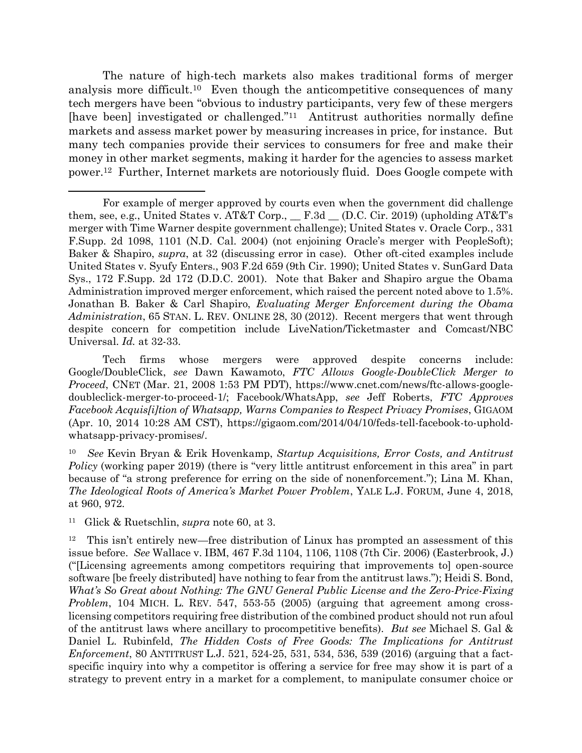The nature of high-tech markets also makes traditional forms of merger analysis more difficult.[10] Even though the anticompetitive consequences of many tech mergers have been "obvious to industry participants, very few of these mergers [have been] investigated or challenged."[11] Antitrust authorities normally define markets and assess market power by measuring increases in price, for instance. But many tech companies provide their services to consumers for free and make their money in other market segments, making it harder for the agencies to assess market power.[12] Further, Internet markets are notoriously fluid. Does Google compete with

---

For example of merger approved by courts even when the government did challenge them, see, e.g., United States v. AT&T Corp., __ F.3d __ (D.C. Cir. 2019) (upholding AT&T's merger with Time Warner despite government challenge); United States v. Oracle Corp., 331 F.Supp. 2d 1098, 1101 (N.D. Cal. 2004) (not enjoining Oracle's merger with PeopleSoft); Baker & Shapiro, *supra*, at 32 (discussing error in case). Other oft-cited examples include United States v. Syufy Enters., 903 F.2d 659 (9th Cir. 1990); United States v. SunGard Data Sys., 172 F.Supp. 2d 172 (D.D.C. 2001). Note that Baker and Shapiro argue the Obama Administration improved merger enforcement, which raised the percent noted above to 1.5%. Jonathan B. Baker & Carl Shapiro, *Evaluating Merger Enforcement during the Obama Administration*, 65 STAN. L. REV. ONLINE 28, 30 (2012). Recent mergers that went through despite concern for competition include LiveNation/Ticketmaster and Comcast/NBC Universal. *Id.* at 32-33.

Tech firms whose mergers were approved despite concerns include: Google/DoubleClick, *see* Dawn Kawamoto, *FTC Allows Google-DoubleClick Merger to Proceed*, CNET (Mar. 21, 2008 1:53 PM PDT), https://www.cnet.com/news/ftc-allows-google-doubleclick-merger-to-proceed-1/; Facebook/WhatsApp, *see* Jeff Roberts, *FTC Approves Facebook Acquis[i]tion of Whatsapp, Warns Companies to Respect Privacy Promises*, GIGAOM (Apr. 10, 2014 10:28 AM CST), https://gigaom.com/2014/04/10/feds-tell-facebook-to-uphold-whatsapp-privacy-promises/.

[10] *See* Kevin Bryan & Erik Hovenkamp, *Startup Acquisitions, Error Costs, and Antitrust Policy* (working paper 2019) (there is "very little antitrust enforcement in this area" in part because of "a strong preference for erring on the side of nonenforcement."); Lina M. Khan, *The Ideological Roots of America's Market Power Problem*, YALE L.J. FORUM, June 4, 2018, at 960, 972.

[11] Glick & Ruetschlin, *supra* note 60, at 3.

[12] This isn't entirely new—free distribution of Linux has prompted an assessment of this issue before. *See* Wallace v. IBM, 467 F.3d 1104, 1106, 1108 (7th Cir. 2006) (Easterbrook, J.) ("[Licensing agreements among competitors requiring that improvements to] open-source software [be freely distributed] have nothing to fear from the antitrust laws."); Heidi S. Bond, *What's So Great about Nothing: The GNU General Public License and the Zero-Price-Fixing Problem*, 104 MICH. L. REV. 547, 553-55 (2005) (arguing that agreement among cross-licensing competitors requiring free distribution of the combined product should not run afoul of the antitrust laws where ancillary to procompetitive benefits). *But see* Michael S. Gal & Daniel L. Rubinfeld, *The Hidden Costs of Free Goods: The Implications for Antitrust Enforcement*, 80 ANTITRUST L.J. 521, 524-25, 531, 534, 536, 539 (2016) (arguing that a fact-specific inquiry into why a competitor is offering a service for free may show it is part of a strategy to prevent entry in a market for a complement, to manipulate consumer choice or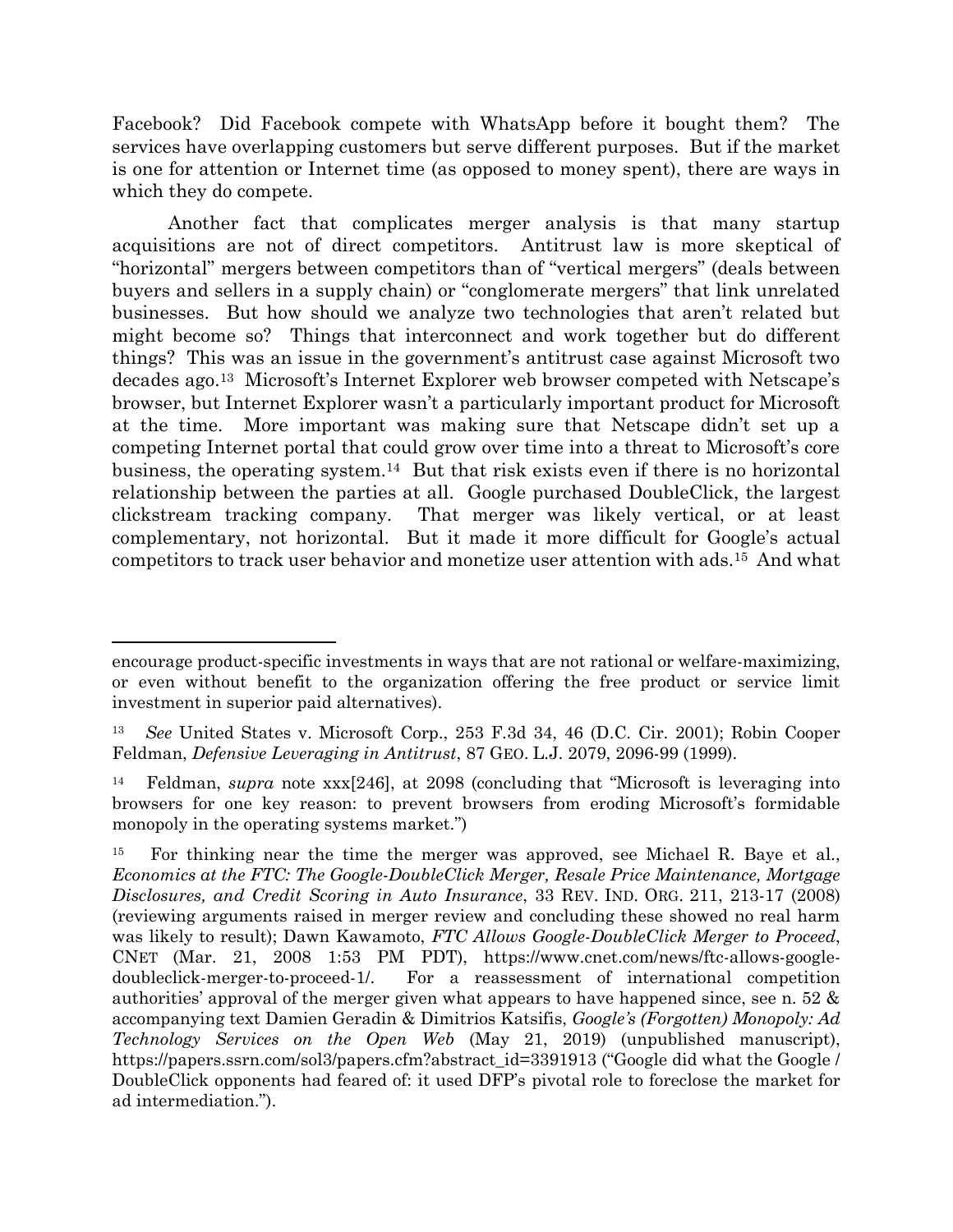Facebook? Did Facebook compete with WhatsApp before it bought them? The services have overlapping customers but serve different purposes. But if the market is one for attention or Internet time (as opposed to money spent), there are ways in which they do compete.

Another fact that complicates merger analysis is that many startup acquisitions are not of direct competitors. Antitrust law is more skeptical of "horizontal" mergers between competitors than of "vertical mergers" (deals between buyers and sellers in a supply chain) or "conglomerate mergers" that link unrelated businesses. But how should we analyze two technologies that aren't related but might become so? Things that interconnect and work together but do different things? This was an issue in the government's antitrust case against Microsoft two decades ago.[13] Microsoft's Internet Explorer web browser competed with Netscape's browser, but Internet Explorer wasn't a particularly important product for Microsoft at the time. More important was making sure that Netscape didn't set up a competing Internet portal that could grow over time into a threat to Microsoft's core business, the operating system.[14] But that risk exists even if there is no horizontal relationship between the parties at all. Google purchased DoubleClick, the largest clickstream tracking company. That merger was likely vertical, or at least complementary, not horizontal. But it made it more difficult for Google's actual competitors to track user behavior and monetize user attention with ads.[15] And what

---

encourage product-specific investments in ways that are not rational or welfare-maximizing, or even without benefit to the organization offering the free product or service limit investment in superior paid alternatives).

[13] *See* United States v. Microsoft Corp., 253 F.3d 34, 46 (D.C. Cir. 2001); Robin Cooper Feldman, *Defensive Leveraging in Antitrust*, 87 GEO. L.J. 2079, 2096-99 (1999).

[14] Feldman, *supra* note xxx[246], at 2098 (concluding that "Microsoft is leveraging into browsers for one key reason: to prevent browsers from eroding Microsoft's formidable monopoly in the operating systems market.")

[15] For thinking near the time the merger was approved, see Michael R. Baye et al., *Economics at the FTC: The Google-DoubleClick Merger, Resale Price Maintenance, Mortgage Disclosures, and Credit Scoring in Auto Insurance*, 33 REV. IND. ORG. 211, 213-17 (2008) (reviewing arguments raised in merger review and concluding these showed no real harm was likely to result); Dawn Kawamoto, *FTC Allows Google-DoubleClick Merger to Proceed*, CNET (Mar. 21, 2008 1:53 PM PDT), https://www.cnet.com/news/ftc-allows-google-doubleclick-merger-to-proceed-1/. For a reassessment of international competition authorities' approval of the merger given what appears to have happened since, see n. 52 & accompanying text Damien Geradin & Dimitrios Katsifis, *Google's (Forgotten) Monopoly: Ad Technology Services on the Open Web* (May 21, 2019) (unpublished manuscript), https://papers.ssrn.com/sol3/papers.cfm?abstract_id=3391913 ("Google did what the Google / DoubleClick opponents had feared of: it used DFP's pivotal role to foreclose the market for ad intermediation.").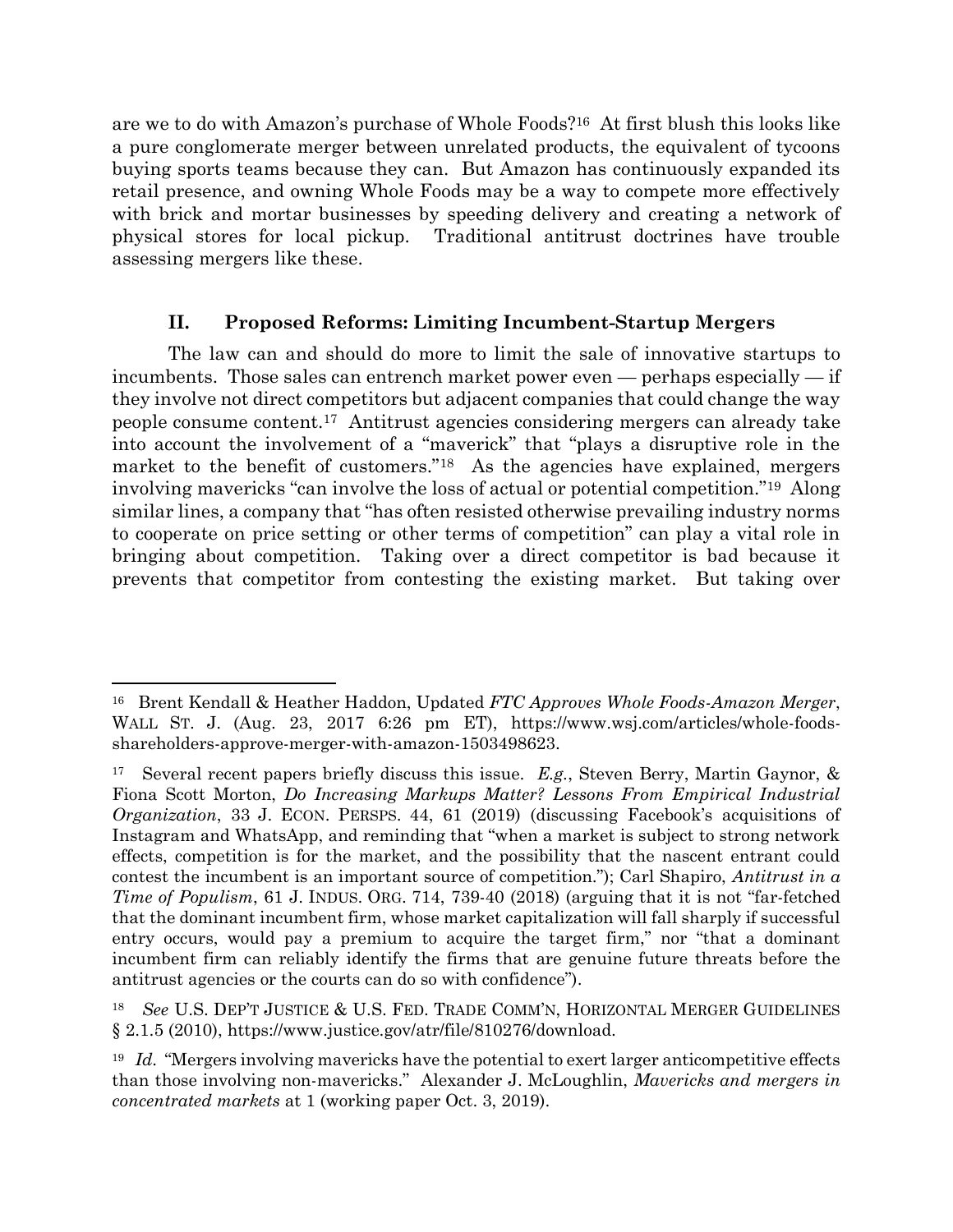are we to do with Amazon's purchase of Whole Foods?[16] At first blush this looks like a pure conglomerate merger between unrelated products, the equivalent of tycoons buying sports teams because they can. But Amazon has continuously expanded its retail presence, and owning Whole Foods may be a way to compete more effectively with brick and mortar businesses by speeding delivery and creating a network of physical stores for local pickup. Traditional antitrust doctrines have trouble assessing mergers like these.

## II. Proposed Reforms: Limiting Incumbent-Startup Mergers

The law can and should do more to limit the sale of innovative startups to incumbents. Those sales can entrench market power even — perhaps especially — if they involve not direct competitors but adjacent companies that could change the way people consume content.[17] Antitrust agencies considering mergers can already take into account the involvement of a "maverick" that "plays a disruptive role in the market to the benefit of customers."[18] As the agencies have explained, mergers involving mavericks "can involve the loss of actual or potential competition."[19] Along similar lines, a company that "has often resisted otherwise prevailing industry norms to cooperate on price setting or other terms of competition" can play a vital role in bringing about competition. Taking over a direct competitor is bad because it prevents that competitor from contesting the existing market. But taking over

---

[16] Brent Kendall & Heather Haddon, Updated *FTC Approves Whole Foods-Amazon Merger*, WALL ST. J. (Aug. 23, 2017 6:26 pm ET), https://www.wsj.com/articles/whole-foods-shareholders-approve-merger-with-amazon-1503498623.

[17] Several recent papers briefly discuss this issue. *E.g.*, Steven Berry, Martin Gaynor, & Fiona Scott Morton, *Do Increasing Markups Matter? Lessons From Empirical Industrial Organization*, 33 J. ECON. PERSPS. 44, 61 (2019) (discussing Facebook's acquisitions of Instagram and WhatsApp, and reminding that "when a market is subject to strong network effects, competition is for the market, and the possibility that the nascent entrant could contest the incumbent is an important source of competition."); Carl Shapiro, *Antitrust in a Time of Populism*, 61 J. INDUS. ORG. 714, 739-40 (2018) (arguing that it is not "far-fetched that the dominant incumbent firm, whose market capitalization will fall sharply if successful entry occurs, would pay a premium to acquire the target firm," nor "that a dominant incumbent firm can reliably identify the firms that are genuine future threats before the antitrust agencies or the courts can do so with confidence").

[18] *See* U.S. DEP'T JUSTICE & U.S. FED. TRADE COMM'N, HORIZONTAL MERGER GUIDELINES § 2.1.5 (2010), https://www.justice.gov/atr/file/810276/download.

[19] *Id.* "Mergers involving mavericks have the potential to exert larger anticompetitive effects than those involving non-mavericks." Alexander J. McLoughlin, *Mavericks and mergers in concentrated markets* at 1 (working paper Oct. 3, 2019).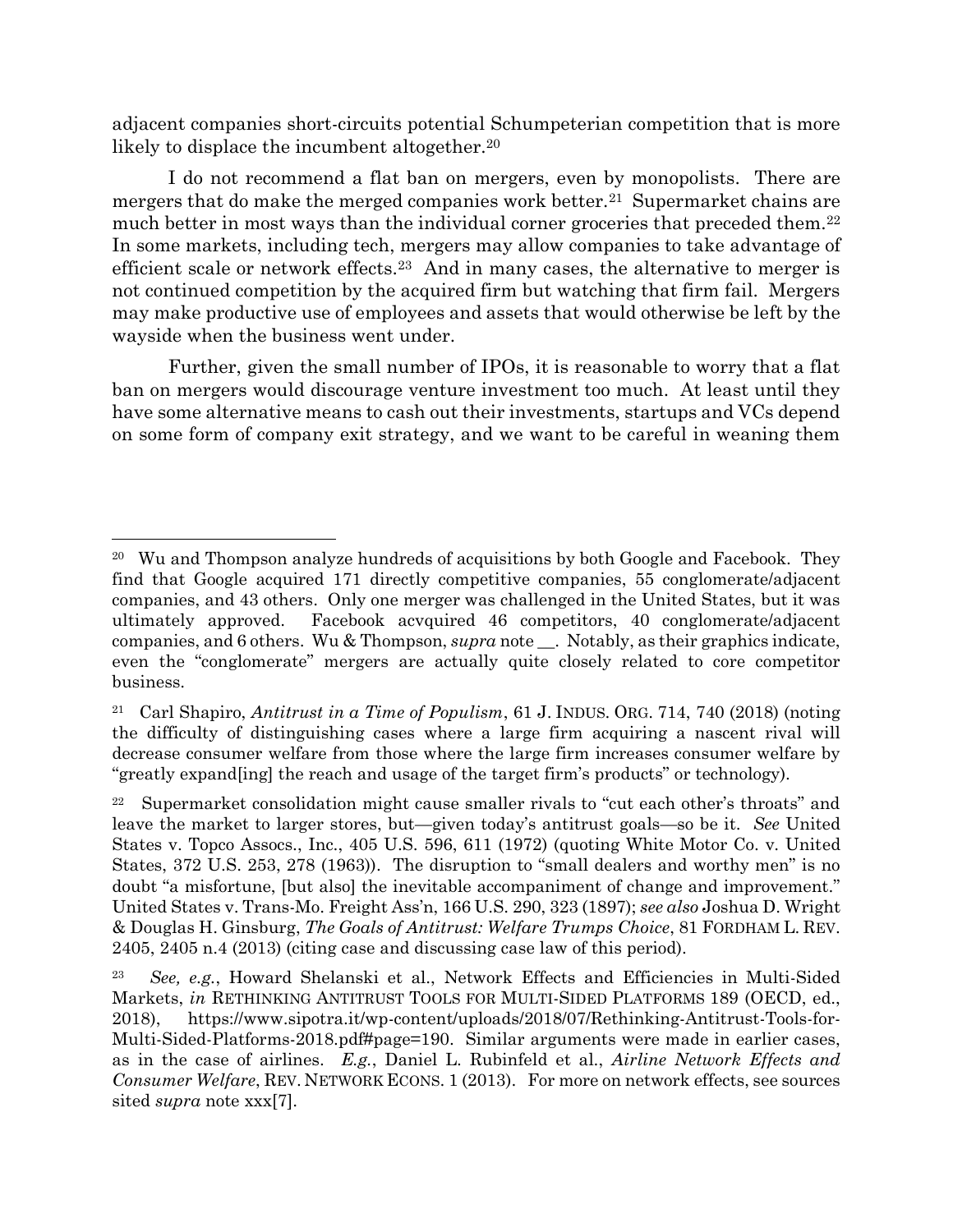adjacent companies short-circuits potential Schumpeterian competition that is more likely to displace the incumbent altogether.[20]

I do not recommend a flat ban on mergers, even by monopolists. There are mergers that do make the merged companies work better.[21] Supermarket chains are much better in most ways than the individual corner groceries that preceded them.[22] In some markets, including tech, mergers may allow companies to take advantage of efficient scale or network effects.[23] And in many cases, the alternative to merger is not continued competition by the acquired firm but watching that firm fail. Mergers may make productive use of employees and assets that would otherwise be left by the wayside when the business went under.

Further, given the small number of IPOs, it is reasonable to worry that a flat ban on mergers would discourage venture investment too much. At least until they have some alternative means to cash out their investments, startups and VCs depend on some form of company exit strategy, and we want to be careful in weaning them

---

[20] Wu and Thompson analyze hundreds of acquisitions by both Google and Facebook. They find that Google acquired 171 directly competitive companies, 55 conglomerate/adjacent companies, and 43 others. Only one merger was challenged in the United States, but it was ultimately approved. Facebook acvquired 46 competitors, 40 conglomerate/adjacent companies, and 6 others. Wu & Thompson, *supra* note __. Notably, as their graphics indicate, even the "conglomerate" mergers are actually quite closely related to core competitor business.

[21] Carl Shapiro, *Antitrust in a Time of Populism*, 61 J. INDUS. ORG. 714, 740 (2018) (noting the difficulty of distinguishing cases where a large firm acquiring a nascent rival will decrease consumer welfare from those where the large firm increases consumer welfare by "greatly expand[ing] the reach and usage of the target firm's products" or technology).

[22] Supermarket consolidation might cause smaller rivals to "cut each other's throats" and leave the market to larger stores, but—given today's antitrust goals—so be it. *See* United States v. Topco Assocs., Inc., 405 U.S. 596, 611 (1972) (quoting White Motor Co. v. United States, 372 U.S. 253, 278 (1963)). The disruption to "small dealers and worthy men" is no doubt "a misfortune, [but also] the inevitable accompaniment of change and improvement." United States v. Trans-Mo. Freight Ass'n, 166 U.S. 290, 323 (1897); *see also* Joshua D. Wright & Douglas H. Ginsburg, *The Goals of Antitrust: Welfare Trumps Choice*, 81 FORDHAM L. REV. 2405, 2405 n.4 (2013) (citing case and discussing case law of this period).

[23] *See, e.g.*, Howard Shelanski et al., Network Effects and Efficiencies in Multi-Sided Markets, *in* RETHINKING ANTITRUST TOOLS FOR MULTI-SIDED PLATFORMS 189 (OECD, ed., 2018), https://www.sipotra.it/wp-content/uploads/2018/07/Rethinking-Antitrust-Tools-for-Multi-Sided-Platforms-2018.pdf#page=190. Similar arguments were made in earlier cases, as in the case of airlines. *E.g.*, Daniel L. Rubinfeld et al., *Airline Network Effects and Consumer Welfare*, REV. NETWORK ECONS. 1 (2013). For more on network effects, see sources sited *supra* note xxx[7].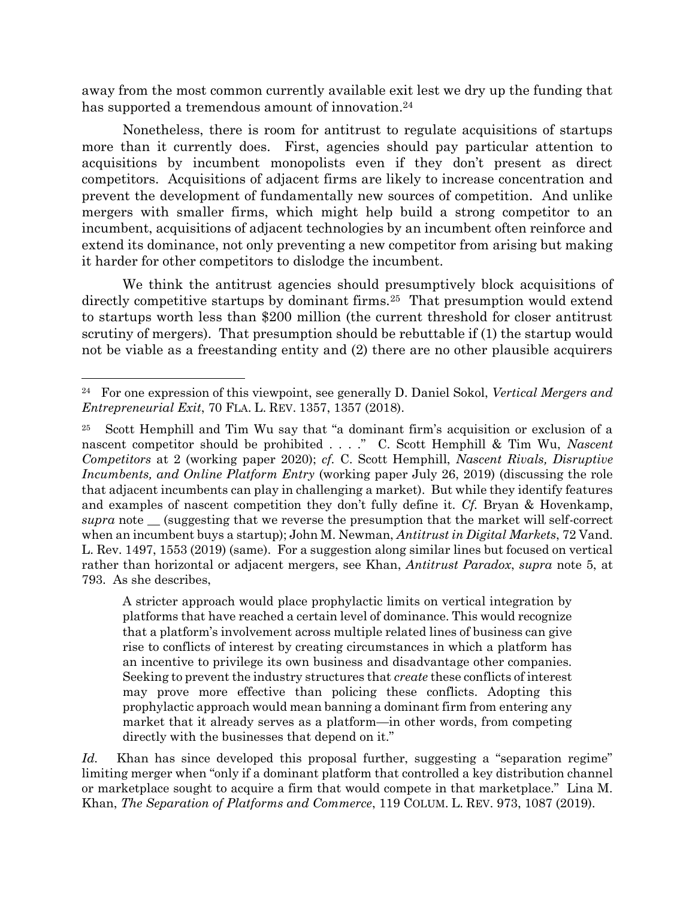away from the most common currently available exit lest we dry up the funding that has supported a tremendous amount of innovation.[24]

Nonetheless, there is room for antitrust to regulate acquisitions of startups more than it currently does. First, agencies should pay particular attention to acquisitions by incumbent monopolists even if they don't present as direct competitors. Acquisitions of adjacent firms are likely to increase concentration and prevent the development of fundamentally new sources of competition. And unlike mergers with smaller firms, which might help build a strong competitor to an incumbent, acquisitions of adjacent technologies by an incumbent often reinforce and extend its dominance, not only preventing a new competitor from arising but making it harder for other competitors to dislodge the incumbent.

We think the antitrust agencies should presumptively block acquisitions of directly competitive startups by dominant firms.[25] That presumption would extend to startups worth less than $200 million (the current threshold for closer antitrust scrutiny of mergers). That presumption should be rebuttable if (1) the startup would not be viable as a freestanding entity and (2) there are no other plausible acquirers

---

[24] For one expression of this viewpoint, see generally D. Daniel Sokol, *Vertical Mergers and Entrepreneurial Exit*, 70 FLA. L. REV. 1357, 1357 (2018).

[25] Scott Hemphill and Tim Wu say that "a dominant firm's acquisition or exclusion of a nascent competitor should be prohibited . . . ." C. Scott Hemphill & Tim Wu, *Nascent Competitors* at 2 (working paper 2020); *cf.* C. Scott Hemphill, *Nascent Rivals, Disruptive Incumbents, and Online Platform Entry* (working paper July 26, 2019) (discussing the role that adjacent incumbents can play in challenging a market). But while they identify features and examples of nascent competition they don't fully define it. *Cf.* Bryan & Hovenkamp, *supra* note __ (suggesting that we reverse the presumption that the market will self-correct when an incumbent buys a startup); John M. Newman, *Antitrust in Digital Markets*, 72 Vand. L. Rev. 1497, 1553 (2019) (same). For a suggestion along similar lines but focused on vertical rather than horizontal or adjacent mergers, see Khan, *Antitrust Paradox*, *supra* note 5, at 793. As she describes,

> A stricter approach would place prophylactic limits on vertical integration by platforms that have reached a certain level of dominance. This would recognize that a platform's involvement across multiple related lines of business can give rise to conflicts of interest by creating circumstances in which a platform has an incentive to privilege its own business and disadvantage other companies. Seeking to prevent the industry structures that *create* these conflicts of interest may prove more effective than policing these conflicts. Adopting this prophylactic approach would mean banning a dominant firm from entering any market that it already serves as a platform—in other words, from competing directly with the businesses that depend on it."

*Id.* Khan has since developed this proposal further, suggesting a "separation regime" limiting merger when "only if a dominant platform that controlled a key distribution channel or marketplace sought to acquire a firm that would compete in that marketplace." Lina M. Khan, *The Separation of Platforms and Commerce*, 119 COLUM. L. REV. 973, 1087 (2019).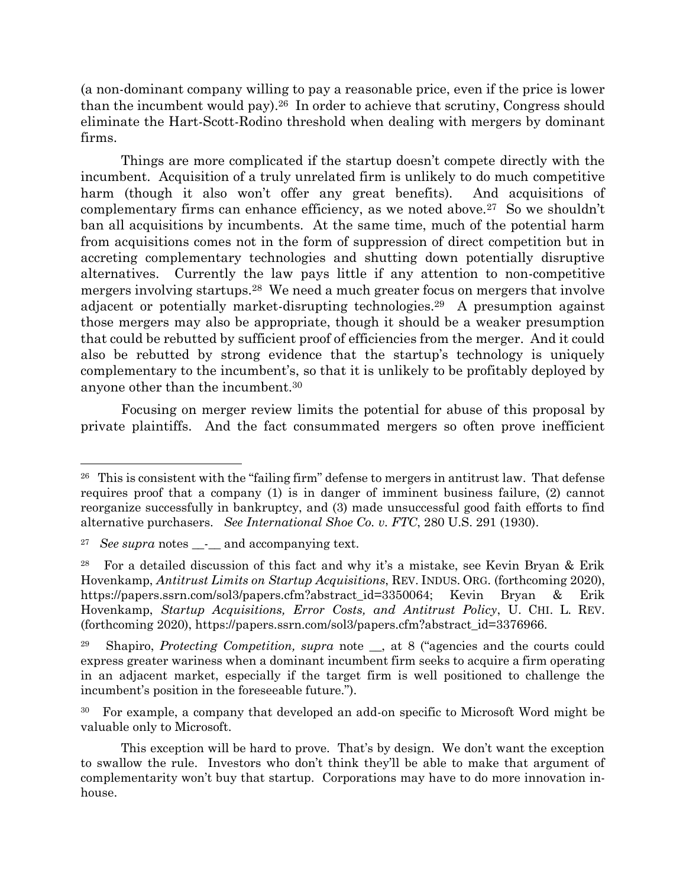(a non-dominant company willing to pay a reasonable price, even if the price is lower than the incumbent would pay).[26] In order to achieve that scrutiny, Congress should eliminate the Hart-Scott-Rodino threshold when dealing with mergers by dominant firms.

Things are more complicated if the startup doesn't compete directly with the incumbent. Acquisition of a truly unrelated firm is unlikely to do much competitive harm (though it also won't offer any great benefits). And acquisitions of complementary firms can enhance efficiency, as we noted above.[27] So we shouldn't ban all acquisitions by incumbents. At the same time, much of the potential harm from acquisitions comes not in the form of suppression of direct competition but in accreting complementary technologies and shutting down potentially disruptive alternatives. Currently the law pays little if any attention to non-competitive mergers involving startups.[28] We need a much greater focus on mergers that involve adjacent or potentially market-disrupting technologies.[29] A presumption against those mergers may also be appropriate, though it should be a weaker presumption that could be rebutted by sufficient proof of efficiencies from the merger. And it could also be rebutted by strong evidence that the startup's technology is uniquely complementary to the incumbent's, so that it is unlikely to be profitably deployed by anyone other than the incumbent.[30]

Focusing on merger review limits the potential for abuse of this proposal by private plaintiffs. And the fact consummated mergers so often prove inefficient

---

[26] This is consistent with the "failing firm" defense to mergers in antitrust law. That defense requires proof that a company (1) is in danger of imminent business failure, (2) cannot reorganize successfully in bankruptcy, and (3) made unsuccessful good faith efforts to find alternative purchasers. *See International Shoe Co. v. FTC*, 280 U.S. 291 (1930).

[27] *See supra* notes __-__ and accompanying text.

[28] For a detailed discussion of this fact and why it's a mistake, see Kevin Bryan & Erik Hovenkamp, *Antitrust Limits on Startup Acquisitions*, REV. INDUS. ORG. (forthcoming 2020), https://papers.ssrn.com/sol3/papers.cfm?abstract_id=3350064; Kevin Bryan & Erik Hovenkamp, *Startup Acquisitions, Error Costs, and Antitrust Policy*, U. CHI. L. REV. (forthcoming 2020), https://papers.ssrn.com/sol3/papers.cfm?abstract_id=3376966.

[29] Shapiro, *Protecting Competition, supra* note __, at 8 ("agencies and the courts could express greater wariness when a dominant incumbent firm seeks to acquire a firm operating in an adjacent market, especially if the target firm is well positioned to challenge the incumbent's position in the foreseeable future.").

[30] For example, a company that developed an add-on specific to Microsoft Word might be valuable only to Microsoft.

This exception will be hard to prove. That's by design. We don't want the exception to swallow the rule. Investors who don't think they'll be able to make that argument of complementarity won't buy that startup. Corporations may have to do more innovation in-house.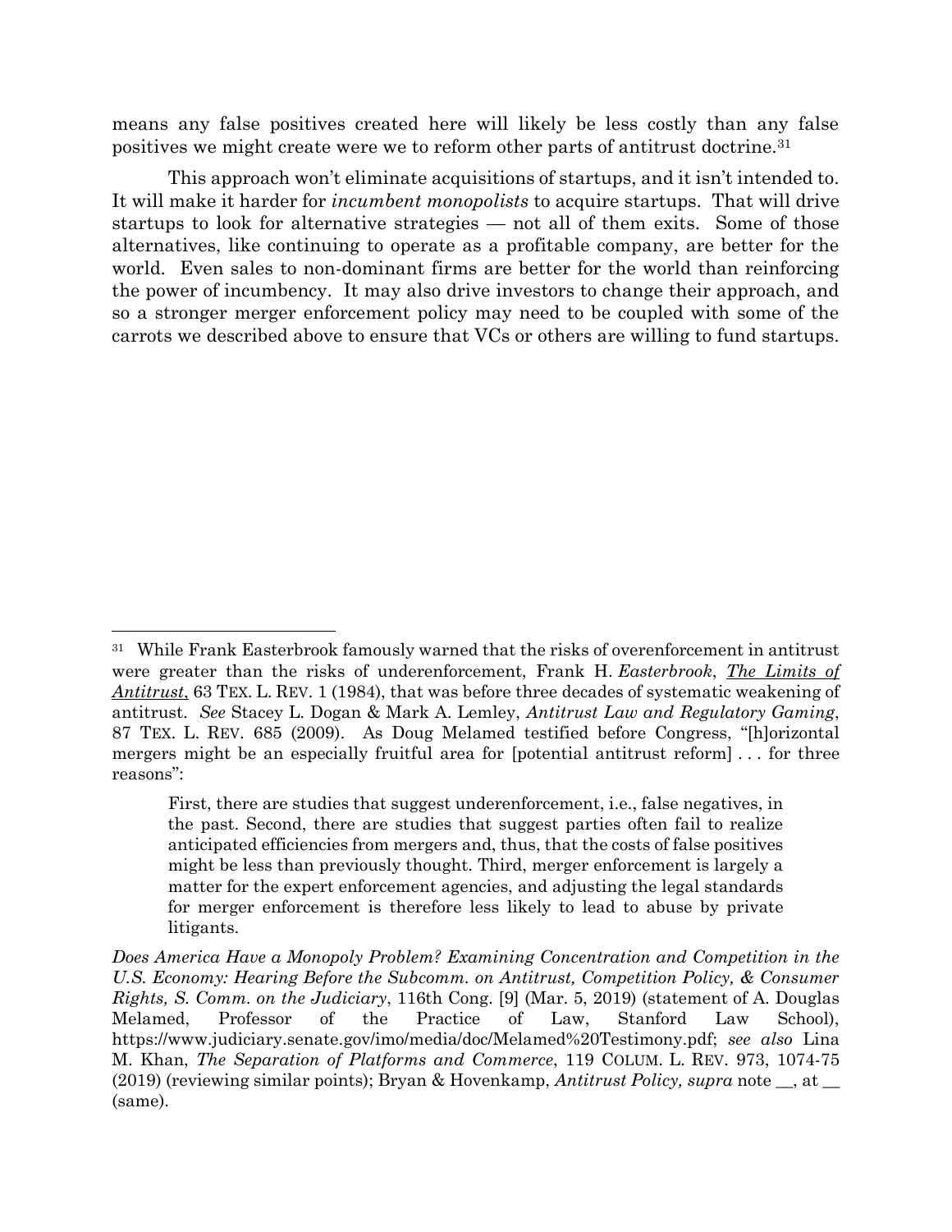means any false positives created here will likely be less costly than any false positives we might create were we to reform other parts of antitrust doctrine.[31]

This approach won't eliminate acquisitions of startups, and it isn't intended to. It will make it harder for *incumbent monopolists* to acquire startups. That will drive startups to look for alternative strategies — not all of them exits. Some of those alternatives, like continuing to operate as a profitable company, are better for the world. Even sales to non-dominant firms are better for the world than reinforcing the power of incumbency. It may also drive investors to change their approach, and so a stronger merger enforcement policy may need to be coupled with some of the carrots we described above to ensure that VCs or others are willing to fund startups.

---

[31] While Frank Easterbrook famously warned that the risks of overenforcement in antitrust were greater than the risks of underenforcement, Frank H. *Easterbrook*, *The Limits of Antitrust*, 63 TEX. L. REV. 1 (1984), that was before three decades of systematic weakening of antitrust. *See* Stacey L. Dogan & Mark A. Lemley, *Antitrust Law and Regulatory Gaming*, 87 TEX. L. REV. 685 (2009). As Doug Melamed testified before Congress, "[h]orizontal mergers might be an especially fruitful area for [potential antitrust reform] . . . for three reasons":

> First, there are studies that suggest underenforcement, i.e., false negatives, in the past. Second, there are studies that suggest parties often fail to realize anticipated efficiencies from mergers and, thus, that the costs of false positives might be less than previously thought. Third, merger enforcement is largely a matter for the expert enforcement agencies, and adjusting the legal standards for merger enforcement is therefore less likely to lead to abuse by private litigants.

*Does America Have a Monopoly Problem? Examining Concentration and Competition in the U.S. Economy: Hearing Before the Subcomm. on Antitrust, Competition Policy, & Consumer Rights, S. Comm. on the Judiciary*, 116th Cong. [9] (Mar. 5, 2019) (statement of A. Douglas Melamed, Professor of the Practice of Law, Stanford Law School), https://www.judiciary.senate.gov/imo/media/doc/Melamed%20Testimony.pdf; *see also* Lina M. Khan, *The Separation of Platforms and Commerce*, 119 COLUM. L. REV. 973, 1074-75 (2019) (reviewing similar points); Bryan & Hovenkamp, *Antitrust Policy, supra* note __, at __ (same).